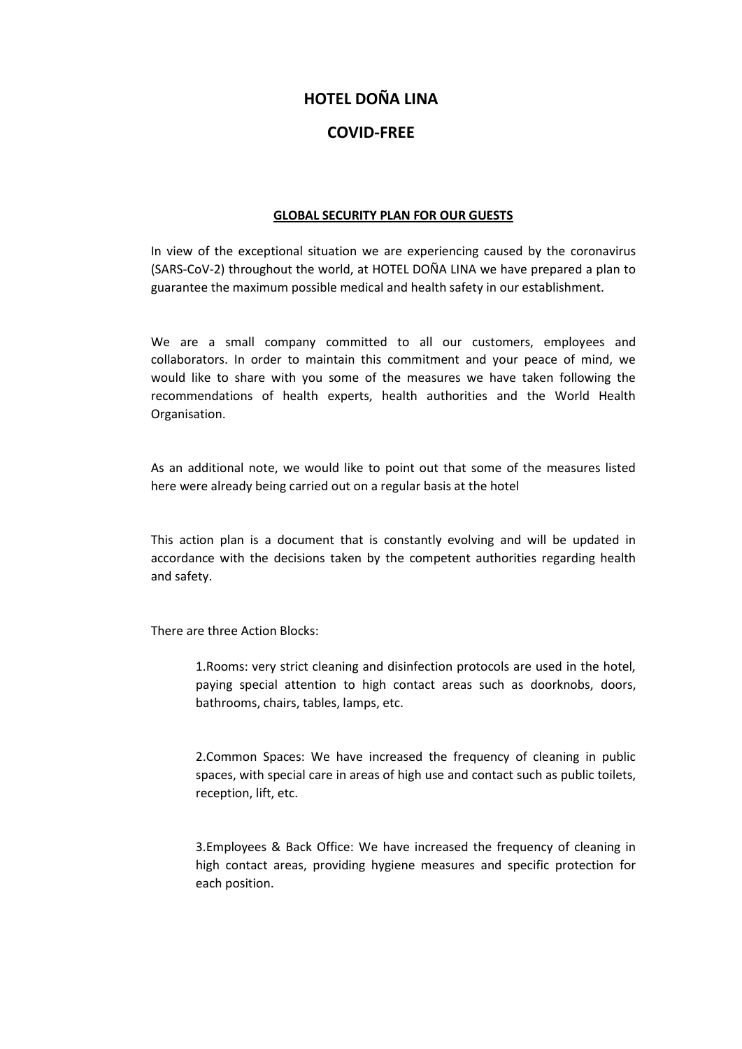# HOTEL DOÑA LINA

# COVID-FREE

**GLOBAL SECURITY PLAN FOR OUR GUESTS**

In view of the exceptional situation we are experiencing caused by the coronavirus (SARS-CoV-2) throughout the world, at HOTEL DOÑA LINA we have prepared a plan to guarantee the maximum possible medical and health safety in our establishment.

We are a small company committed to all our customers, employees and collaborators. In order to maintain this commitment and your peace of mind, we would like to share with you some of the measures we have taken following the recommendations of health experts, health authorities and the World Health Organisation.

As an additional note, we would like to point out that some of the measures listed here were already being carried out on a regular basis at the hotel

This action plan is a document that is constantly evolving and will be updated in accordance with the decisions taken by the competent authorities regarding health and safety.

There are three Action Blocks:

1.Rooms: very strict cleaning and disinfection protocols are used in the hotel, paying special attention to high contact areas such as doorknobs, doors, bathrooms, chairs, tables, lamps, etc.

2.Common Spaces: We have increased the frequency of cleaning in public spaces, with special care in areas of high use and contact such as public toilets, reception, lift, etc.

3.Employees & Back Office: We have increased the frequency of cleaning in high contact areas, providing hygiene measures and specific protection for each position.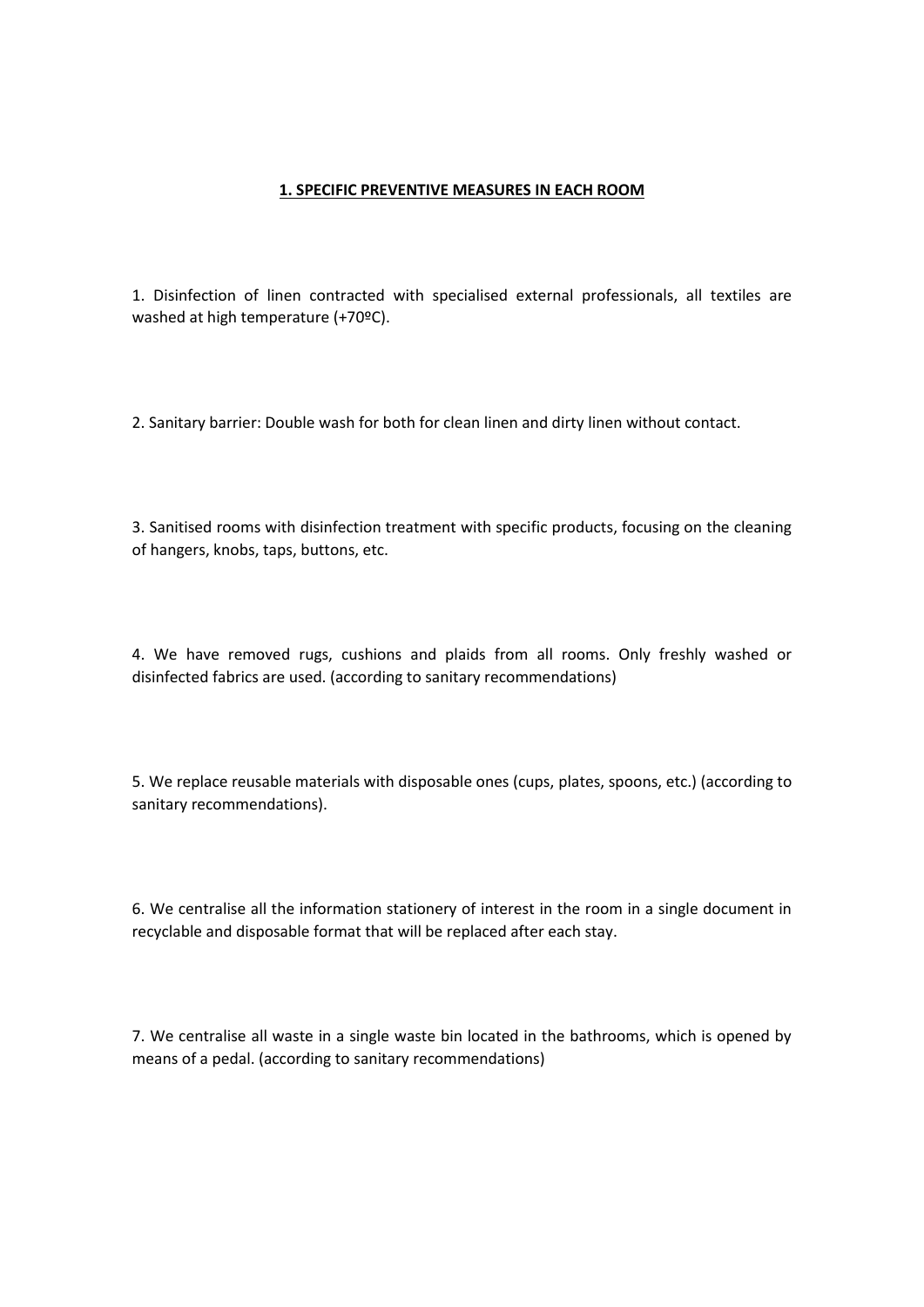## **1. SPECIFIC PREVENTIVE MEASURES IN EACH ROOM**

1. Disinfection of linen contracted with specialised external professionals, all textiles are washed at high temperature (+70ºC).

2. Sanitary barrier: Double wash for both for clean linen and dirty linen without contact.

3. Sanitised rooms with disinfection treatment with specific products, focusing on the cleaning of hangers, knobs, taps, buttons, etc.

4. We have removed rugs, cushions and plaids from all rooms. Only freshly washed or disinfected fabrics are used. (according to sanitary recommendations)

5. We replace reusable materials with disposable ones (cups, plates, spoons, etc.) (according to sanitary recommendations).

6. We centralise all the information stationery of interest in the room in a single document in recyclable and disposable format that will be replaced after each stay.

7. We centralise all waste in a single waste bin located in the bathrooms, which is opened by means of a pedal. (according to sanitary recommendations)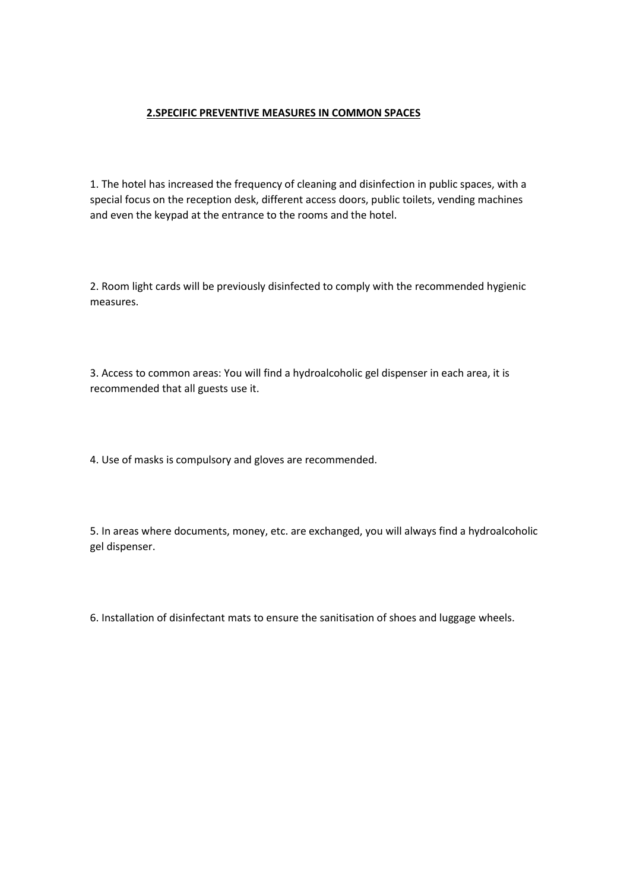## 2.SPECIFIC PREVENTIVE MEASURES IN COMMON SPACES

1. The hotel has increased the frequency of cleaning and disinfection in public spaces, with a special focus on the reception desk, different access doors, public toilets, vending machines and even the keypad at the entrance to the rooms and the hotel.

2. Room light cards will be previously disinfected to comply with the recommended hygienic measures.

3. Access to common areas: You will find a hydroalcoholic gel dispenser in each area, it is recommended that all guests use it.

4. Use of masks is compulsory and gloves are recommended.

5. In areas where documents, money, etc. are exchanged, you will always find a hydroalcoholic gel dispenser.

6. Installation of disinfectant mats to ensure the sanitisation of shoes and luggage wheels.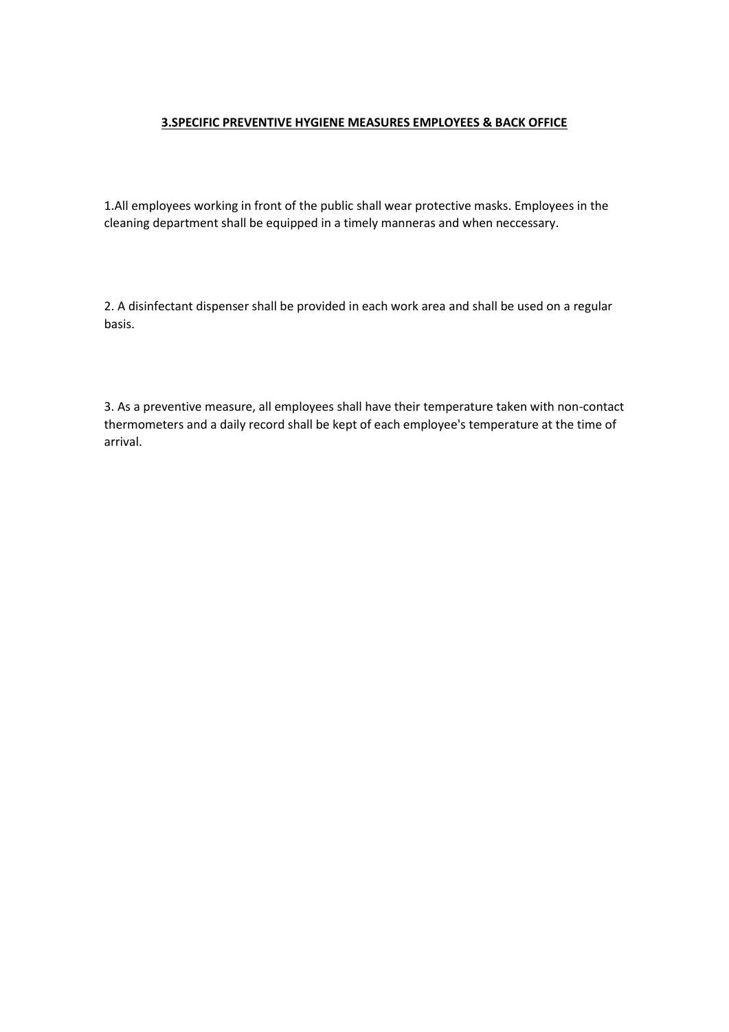## 3.SPECIFIC PREVENTIVE HYGIENE MEASURES EMPLOYEES & BACK OFFICE

1.All employees working in front of the public shall wear protective masks. Employees in the cleaning department shall be equipped in a timely manneras and when neccessary.

2. A disinfectant dispenser shall be provided in each work area and shall be used on a regular basis.

3. As a preventive measure, all employees shall have their temperature taken with non-contact thermometers and a daily record shall be kept of each employee's temperature at the time of arrival.